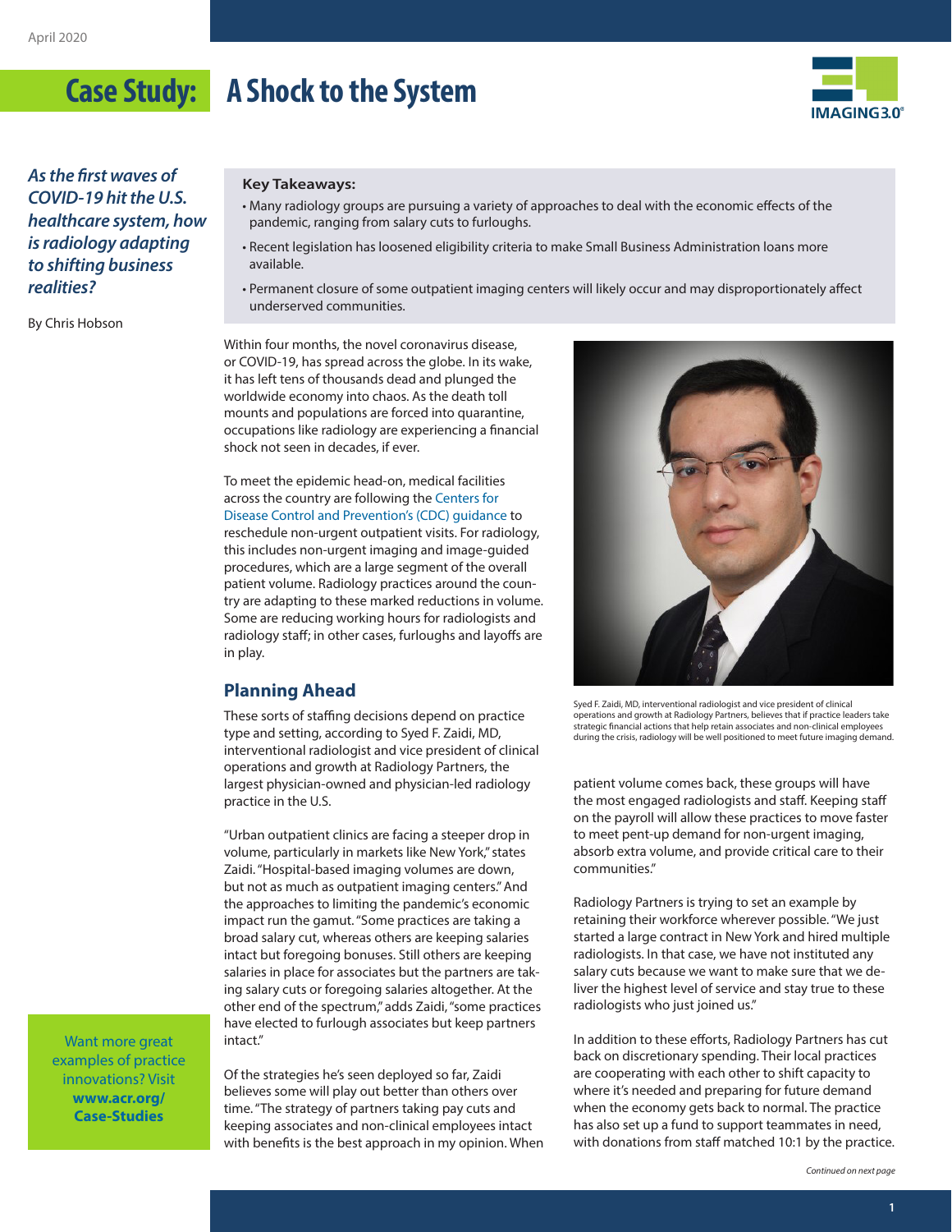April 2020

# Case Study: A Shock to the System

*As the first waves of COVID-19 hit the U.S. healthcare system, how is radiology adapting to shifting business realities?*

By Chris Hobson

**Key Takeaways:**

- Many radiology groups are pursuing a variety of approaches to deal with the economic effects of the pandemic, ranging from salary cuts to furloughs.
- Recent legislation has loosened eligibility criteria to make Small Business Administration loans more available.
- Permanent closure of some outpatient imaging centers will likely occur and may disproportionately affect underserved communities.

Within four months, the novel coronavirus disease, or COVID-19, has spread across the globe. In its wake, it has left tens of thousands dead and plunged the worldwide economy into chaos. As the death toll mounts and populations are forced into quarantine, occupations like radiology are experiencing a financial shock not seen in decades, if ever.

To meet the epidemic head-on, medical facilities across the country are following the Centers for Disease Control and Prevention's (CDC) guidance to reschedule non-urgent outpatient visits. For radiology, this includes non-urgent imaging and image-guided procedures, which are a large segment of the overall patient volume. Radiology practices around the country are adapting to these marked reductions in volume. Some are reducing working hours for radiologists and radiology staff; in other cases, furloughs and layoffs are in play.

## Planning Ahead

These sorts of staffing decisions depend on practice type and setting, according to Syed F. Zaidi, MD, interventional radiologist and vice president of clinical operations and growth at Radiology Partners, the largest physician-owned and physician-led radiology practice in the U.S.

"Urban outpatient clinics are facing a steeper drop in volume, particularly in markets like New York," states Zaidi. "Hospital-based imaging volumes are down, but not as much as outpatient imaging centers." And the approaches to limiting the pandemic's economic impact run the gamut. "Some practices are taking a broad salary cut, whereas others are keeping salaries intact but foregoing bonuses. Still others are keeping salaries in place for associates but the partners are taking salary cuts or foregoing salaries altogether. At the other end of the spectrum," adds Zaidi, "some practices have elected to furlough associates but keep partners intact."

Of the strategies he's seen deployed so far, Zaidi believes some will play out better than others over time. "The strategy of partners taking pay cuts and keeping associates and non-clinical employees intact with benefits is the best approach in my opinion. When patient volume comes back, these groups will have the most engaged radiologists and staff. Keeping staff on the payroll will allow these practices to move faster to meet pent-up demand for non-urgent imaging, absorb extra volume, and provide critical care to their communities."

Syed F. Zaidi, MD, interventional radiologist and vice president of clinical operations and growth at Radiology Partners, believes that if practice leaders take strategic financial actions that help retain associates and non-clinical employees during the crisis, radiology will be well positioned to meet future imaging demand.

Radiology Partners is trying to set an example by retaining their workforce wherever possible. "We just started a large contract in New York and hired multiple radiologists. In that case, we have not instituted any salary cuts because we want to make sure that we deliver the highest level of service and stay true to these radiologists who just joined us."

In addition to these efforts, Radiology Partners has cut back on discretionary spending. Their local practices are cooperating with each other to shift capacity to where it's needed and preparing for future demand when the economy gets back to normal. The practice has also set up a fund to support teammates in need, with donations from staff matched 10:1 by the practice.

Want more great examples of practice innovations? Visit **www.acr.org/Case-Studies**

*Continued on next page*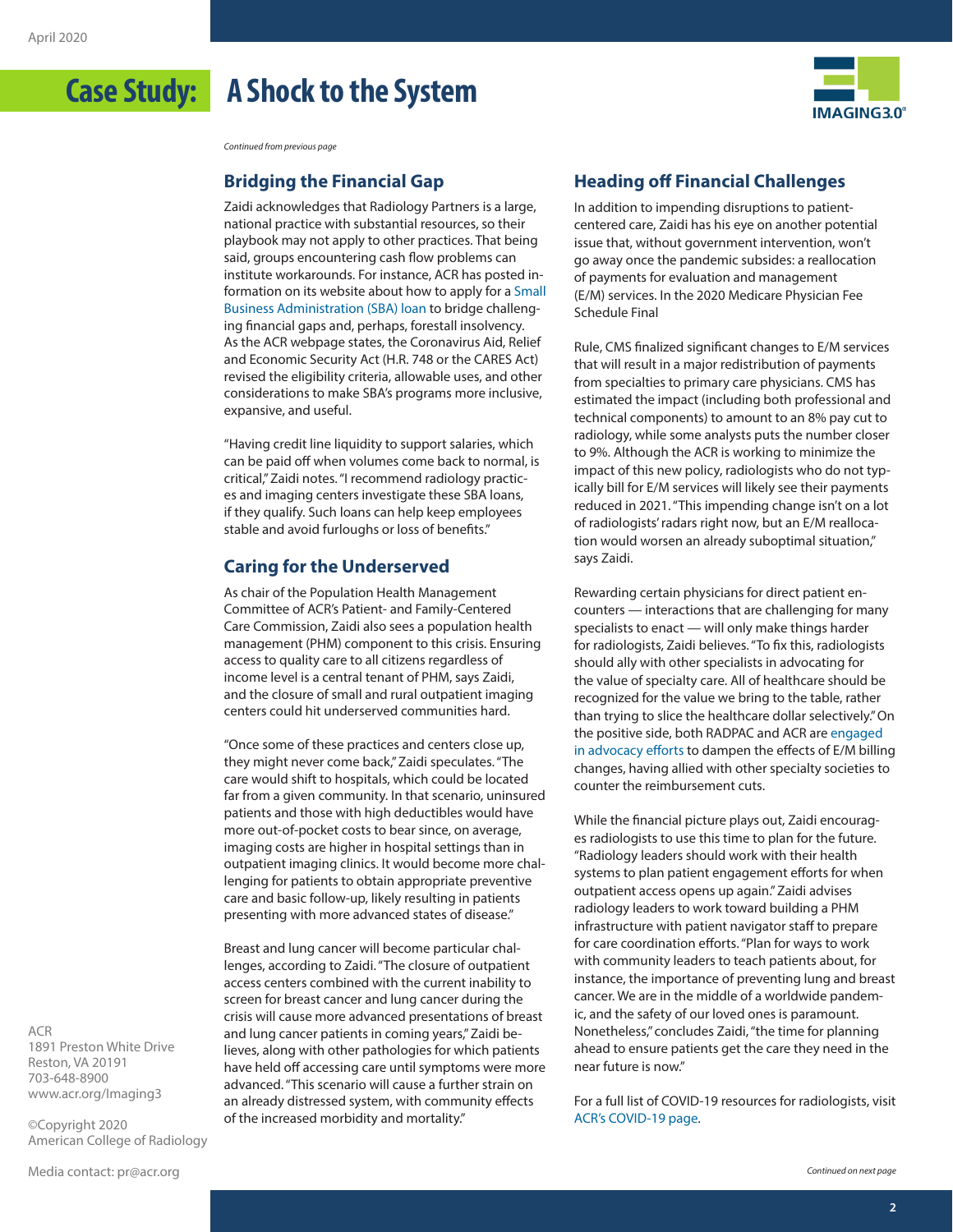*Continued from previous page*

## Bridging the Financial Gap

Zaidi acknowledges that Radiology Partners is a large, national practice with substantial resources, so their playbook may not apply to other practices. That being said, groups encountering cash flow problems can institute workarounds. For instance, ACR has posted information on its website about how to apply for a Small Business Administration (SBA) loan to bridge challenging financial gaps and, perhaps, forestall insolvency. As the ACR webpage states, the Coronavirus Aid, Relief and Economic Security Act (H.R. 748 or the CARES Act) revised the eligibility criteria, allowable uses, and other considerations to make SBA's programs more inclusive, expansive, and useful.

"Having credit line liquidity to support salaries, which can be paid off when volumes come back to normal, is critical," Zaidi notes. "I recommend radiology practices and imaging centers investigate these SBA loans, if they qualify. Such loans can help keep employees stable and avoid furloughs or loss of benefits."

## Caring for the Underserved

As chair of the Population Health Management Committee of ACR's Patient- and Family-Centered Care Commission, Zaidi also sees a population health management (PHM) component to this crisis. Ensuring access to quality care to all citizens regardless of income level is a central tenant of PHM, says Zaidi, and the closure of small and rural outpatient imaging centers could hit underserved communities hard.

"Once some of these practices and centers close up, they might never come back," Zaidi speculates. "The care would shift to hospitals, which could be located far from a given community. In that scenario, uninsured patients and those with high deductibles would have more out-of-pocket costs to bear since, on average, imaging costs are higher in hospital settings than in outpatient imaging clinics. It would become more challenging for patients to obtain appropriate preventive care and basic follow-up, likely resulting in patients presenting with more advanced states of disease."

Breast and lung cancer will become particular challenges, according to Zaidi. "The closure of outpatient access centers combined with the current inability to screen for breast cancer and lung cancer during the crisis will cause more advanced presentations of breast and lung cancer patients in coming years," Zaidi believes, along with other pathologies for which patients have held off accessing care until symptoms were more advanced. "This scenario will cause a further strain on an already distressed system, with community effects of the increased morbidity and mortality."

## Heading off Financial Challenges

In addition to impending disruptions to patient-centered care, Zaidi has his eye on another potential issue that, without government intervention, won't go away once the pandemic subsides: a reallocation of payments for evaluation and management (E/M) services. In the 2020 Medicare Physician Fee Schedule Final Rule, CMS finalized significant changes to E/M services that will result in a major redistribution of payments from specialties to primary care physicians. CMS has estimated the impact (including both professional and technical components) to amount to an 8% pay cut to radiology, while some analysts puts the number closer to 9%. Although the ACR is working to minimize the impact of this new policy, radiologists who do not typically bill for E/M services will likely see their payments reduced in 2021. "This impending change isn't on a lot of radiologists' radars right now, but an E/M reallocation would worsen an already suboptimal situation," says Zaidi.

Rewarding certain physicians for direct patient encounters — interactions that are challenging for many specialists to enact — will only make things harder for radiologists, Zaidi believes. "To fix this, radiologists should ally with other specialists in advocating for the value of specialty care. All of healthcare should be recognized for the value we bring to the table, rather than trying to slice the healthcare dollar selectively." On the positive side, both RADPAC and ACR are engaged in advocacy efforts to dampen the effects of E/M billing changes, having allied with other specialty societies to counter the reimbursement cuts.

While the financial picture plays out, Zaidi encourages radiologists to use this time to plan for the future. "Radiology leaders should work with their health systems to plan patient engagement efforts for when outpatient access opens up again." Zaidi advises radiology leaders to work toward building a PHM infrastructure with patient navigator staff to prepare for care coordination efforts. "Plan for ways to work with community leaders to teach patients about, for instance, the importance of preventing lung and breast cancer. We are in the middle of a worldwide pandemic, and the safety of our loved ones is paramount. Nonetheless," concludes Zaidi, "the time for planning ahead to ensure patients get the care they need in the near future is now."

For a full list of COVID-19 resources for radiologists, visit ACR's COVID-19 page.

*Continued on next page*

ACR
1891 Preston White Drive
Reston, VA 20191
703-648-8900
www.acr.org/Imaging3

©Copyright 2020
American College of Radiology

Media contact: pr@acr.org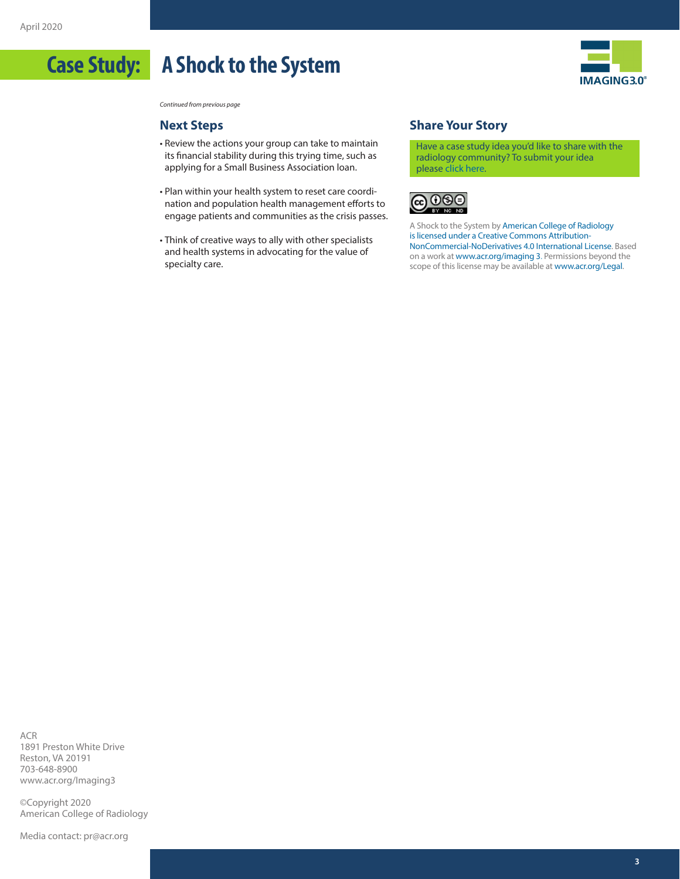# Case Study: A Shock to the System

*Continued from previous page*

## Next Steps

- Review the actions your group can take to maintain its financial stability during this trying time, such as applying for a Small Business Association loan.
- Plan within your health system to reset care coordination and population health management efforts to engage patients and communities as the crisis passes.
- Think of creative ways to ally with other specialists and health systems in advocating for the value of specialty care.

## Share Your Story

Have a case study idea you'd like to share with the radiology community? To submit your idea please click here.

A Shock to the System by American College of Radiology is licensed under a Creative Commons Attribution-NonCommercial-NoDerivatives 4.0 International License. Based on a work at www.acr.org/imaging 3. Permissions beyond the scope of this license may be available at www.acr.org/Legal.

ACR
1891 Preston White Drive
Reston, VA 20191
703-648-8900
www.acr.org/Imaging3

©Copyright 2020
American College of Radiology

Media contact: pr@acr.org